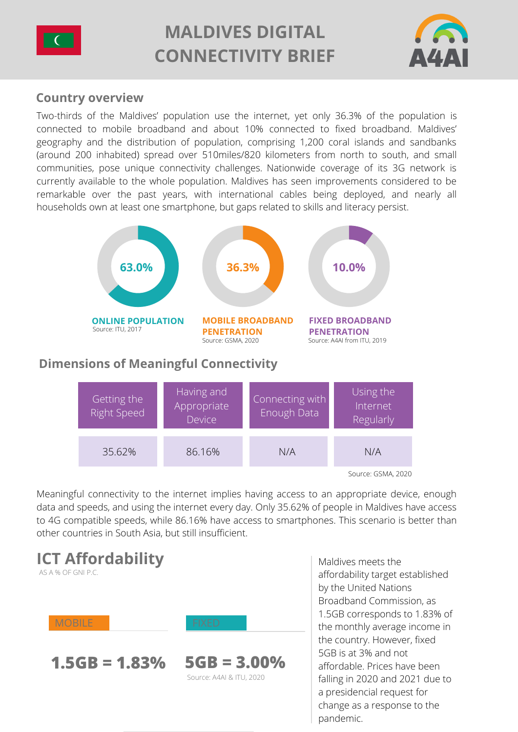# MALDIVES DIGITAL CONNECTIVITY BRIEF

A4AI

## Country overview

Two-thirds of the Maldives' population use the internet, yet only 36.3% of the population is connected to mobile broadband and about 10% connected to fixed broadband. Maldives' geography and the distribution of population, comprising 1,200 coral islands and sandbanks (around 200 inhabited) spread over 510miles/820 kilometers from north to south, and small communities, pose unique connectivity challenges. Nationwide coverage of its 3G network is currently available to the whole population. Maldives has seen improvements considered to be remarkable over the past years, with international cables being deployed, and nearly all households own at least one smartphone, but gaps related to skills and literacy persist.

**63.0%**
**ONLINE POPULATION**
Source: ITU, 2017

**36.3%**
**MOBILE BROADBAND PENETRATION**
Source: GSMA, 2020

**10.0%**
**FIXED BROADBAND PENETRATION**
Source: A4AI from ITU, 2019

## Dimensions of Meaningful Connectivity

| Getting the Right Speed | Having and Appropriate Device | Connecting with Enough Data | Using the Internet Regularly |
|---|---|---|---|
| 35.62% | 86.16% | N/A | N/A |

Source: GSMA, 2020

Meaningful connectivity to the internet implies having access to an appropriate device, enough data and speeds, and using the internet every day. Only 35.62% of people in Maldives have access to 4G compatible speeds, while 86.16% have access to smartphones. This scenario is better than other countries in South Asia, but still insufficient.

## ICT Affordability

AS A % OF GNI P.C.

| MOBILE | FIXED |
|---|---|
| **1.5GB = 1.83%** | **5GB = 3.00%** |

Source: A4AI & ITU, 2020

Maldives meets the affordability target established by the United Nations Broadband Commission, as 1.5GB corresponds to 1.83% of the monthly average income in the country. However, fixed 5GB is at 3% and not affordable. Prices have been falling in 2020 and 2021 due to a presidencial request for change as a response to the pandemic.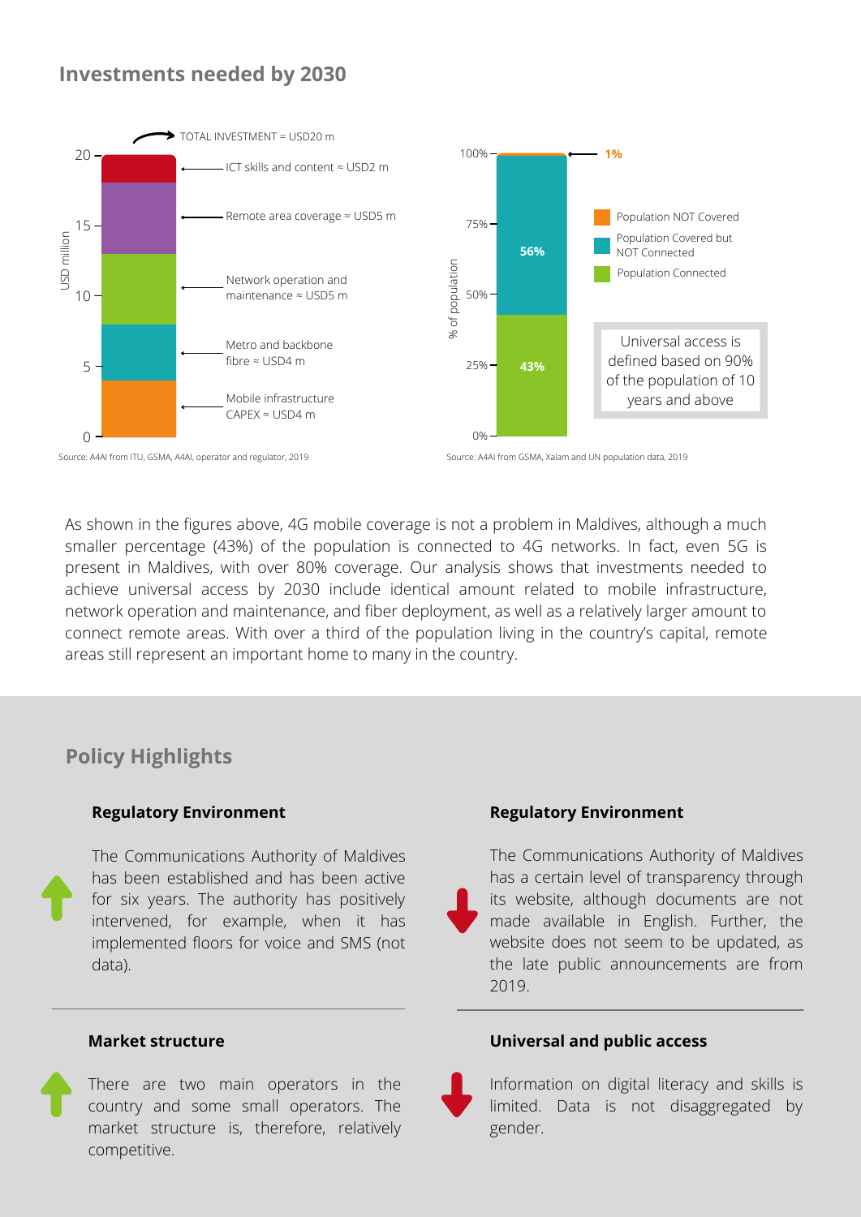## Investments needed by 2030

TOTAL INVESTMENT = USD20 m

USD million

20
15
10
5
0

ICT skills and content ≈ USD2 m

Remote area coverage ≈ USD5 m

Network operation and maintenance ≈ USD5 m

Metro and backbone fibre ≈ USD4 m

Mobile infrastructure CAPEX ≈ USD4 m

Source: A4AI from ITU, GSMA, A4AI, operator and regulator, 2019

% of population

100%
75%
50%
25%
0%

1%

56%

43%

Population NOT Covered

Population Covered but NOT Connected

Population Connected

Universal access is defined based on 90% of the population of 10 years and above

Source: A4AI from GSMA, Xalam and UN population data, 2019

As shown in the figures above, 4G mobile coverage is not a problem in Maldives, although a much smaller percentage (43%) of the population is connected to 4G networks. In fact, even 5G is present in Maldives, with over 80% coverage. Our analysis shows that investments needed to achieve universal access by 2030 include identical amount related to mobile infrastructure, network operation and maintenance, and fiber deployment, as well as a relatively larger amount to connect remote areas. With over a third of the population living in the country's capital, remote areas still represent an important home to many in the country.

## Policy Highlights

### Regulatory Environment

The Communications Authority of Maldives has been established and has been active for six years. The authority has positively intervened, for example, when it has implemented floors for voice and SMS (not data).

### Market structure

There are two main operators in the country and some small operators. The market structure is, therefore, relatively competitive.

### Regulatory Environment

The Communications Authority of Maldives has a certain level of transparency through its website, although documents are not made available in English. Further, the website does not seem to be updated, as the late public announcements are from 2019.

### Universal and public access

Information on digital literacy and skills is limited. Data is not disaggregated by gender.